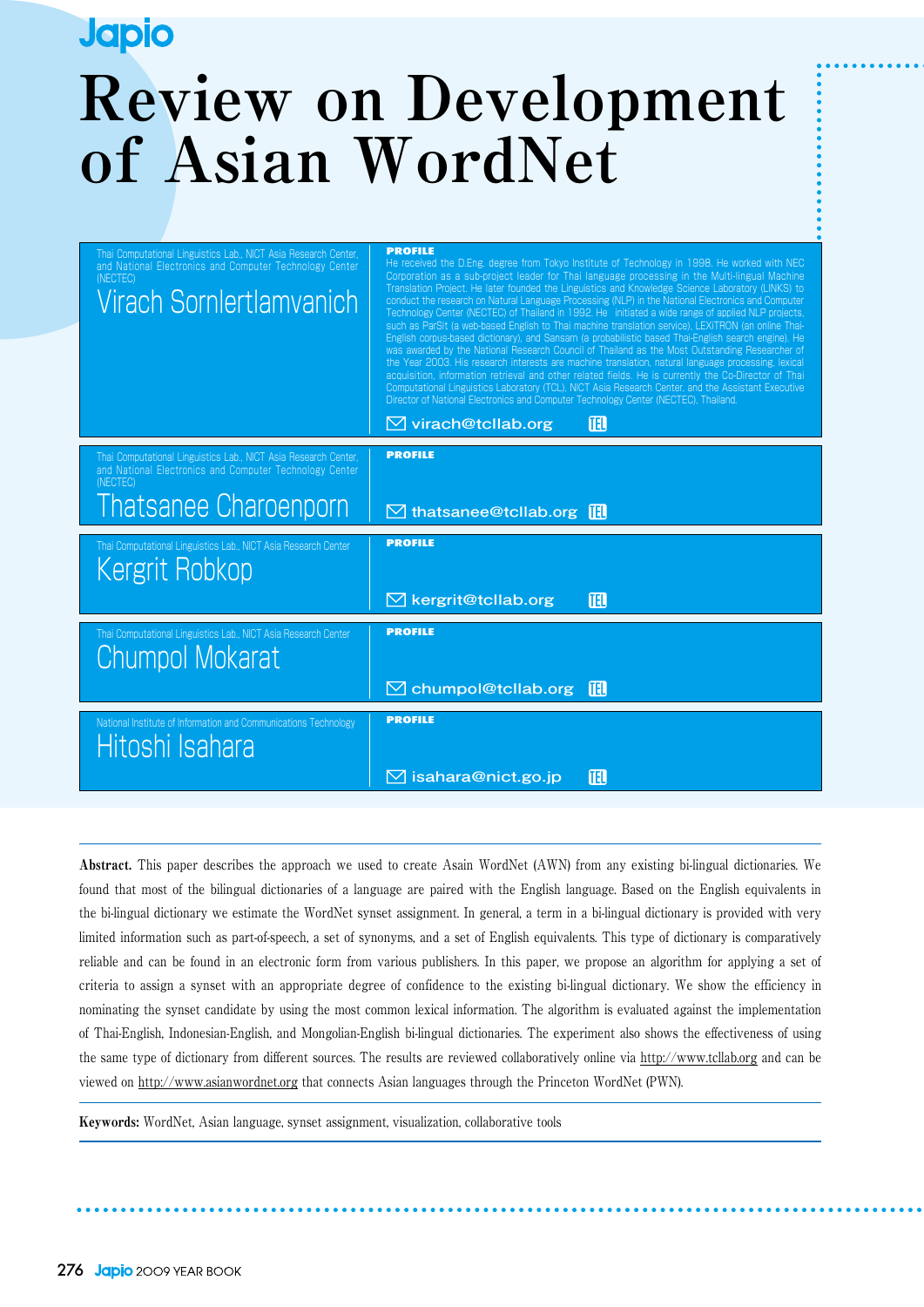# Review on Development of Asian WordNet

Thai Computational Linguistics Lab., NICT Asia Research Center, and National Electronics and Computer Technology Center (NECTEC)

## Virach Sornlertlamvanich

**PROFILE**

He received the D.Eng. degree from Tokyo Institute of Technology in 1998. He worked with NEC Corporation as a sub-project leader for Thai language processing in the Multi-lingual Machine Translation Project. He later founded the Linguistics and Knowledge Science Laboratory (LINKS) to conduct the research on Natural Language Processing (NLP) in the National Electronics and Computer Technology Center (NECTEC) of Thailand in 1992. He initiated a wide range of applied NLP projects, such as ParSit (a web-based English to Thai machine translation service), LEXiTRON (an online Thai-English corpus-based dictionary), and Sansarn (a probabilistic based Thai-English search engine). He was awarded by the National Research Council of Thailand as the Most Outstanding Researcher of the Year 2003. His research interests are machine translation, natural language processing, lexical acquisition, information retrieval and other related fields. He is currently the Co-Director of Thai Computational Linguistics Laboratory (TCL), NICT Asia Research Center, and the Assistant Executive Director of National Electronics and Computer Technology Center (NECTEC), Thailand.

virach@tcllab.org

Thai Computational Linguistics Lab., NICT Asia Research Center, and National Electronics and Computer Technology Center (NECTEC)

## Thatsanee Charoenporn

**PROFILE**

thatsanee@tcllab.org

Thai Computational Linguistics Lab., NICT Asia Research Center

## Kergrit Robkop

**PROFILE**

kergrit@tcllab.org

Thai Computational Linguistics Lab., NICT Asia Research Center

## Chumpol Mokarat

**PROFILE**

chumpol@tcllab.org

National Institute of Information and Communications Technology

## Hitoshi Isahara

**PROFILE**

isahara@nict.go.jp

---

**Abstract.** This paper describes the approach we used to create Asain WordNet (AWN) from any existing bi-lingual dictionaries. We found that most of the bilingual dictionaries of a language are paired with the English language. Based on the English equivalents in the bi-lingual dictionary we estimate the WordNet synset assignment. In general, a term in a bi-lingual dictionary is provided with very limited information such as part-of-speech, a set of synonyms, and a set of English equivalents. This type of dictionary is comparatively reliable and can be found in an electronic form from various publishers. In this paper, we propose an algorithm for applying a set of criteria to assign a synset with an appropriate degree of confidence to the existing bi-lingual dictionary. We show the efficiency in nominating the synset candidate by using the most common lexical information. The algorithm is evaluated against the implementation of Thai-English, Indonesian-English, and Mongolian-English bi-lingual dictionaries. The experiment also shows the effectiveness of using the same type of dictionary from different sources. The results are reviewed collaboratively online via http://www.tcllab.org and can be viewed on http://www.asianwordnet.org that connects Asian languages through the Princeton WordNet (PWN).

**Keywords:** WordNet, Asian language, synset assignment, visualization, collaborative tools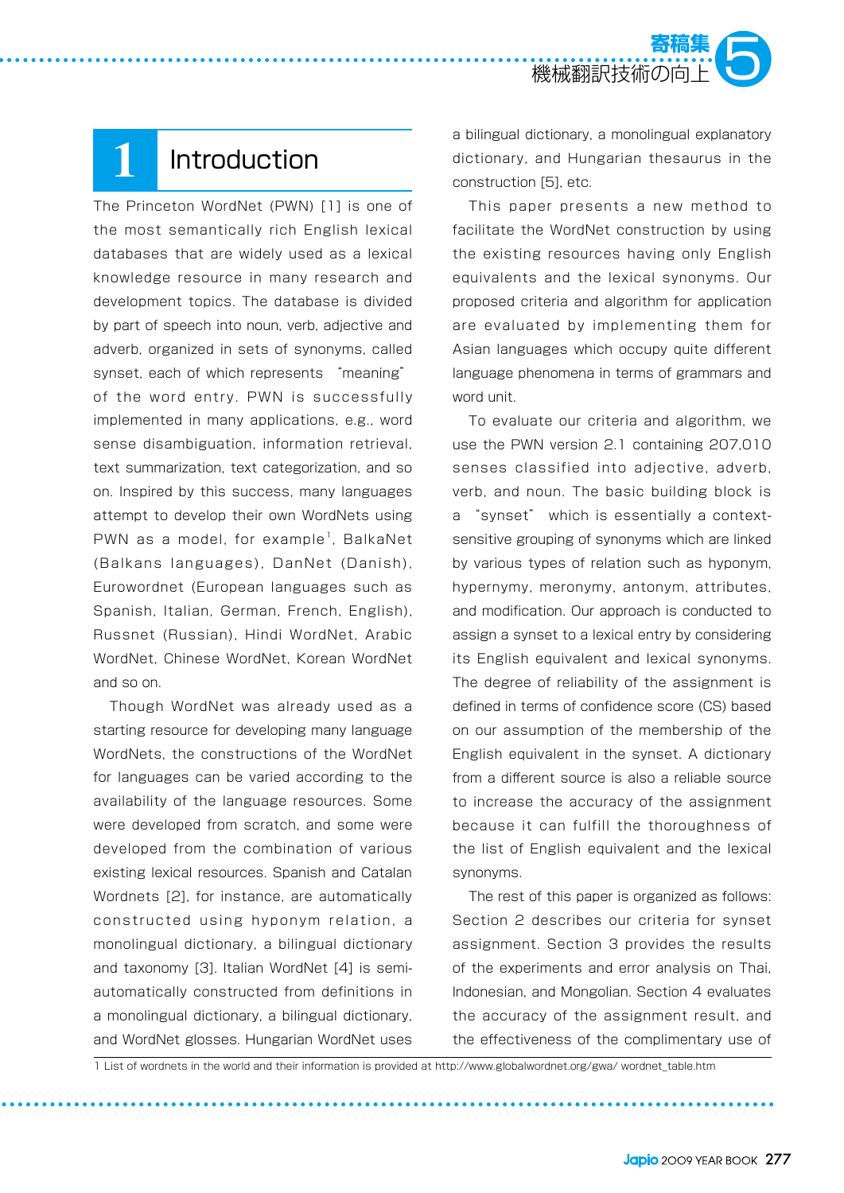## 1 Introduction

The Princeton WordNet (PWN) [1] is one of the most semantically rich English lexical databases that are widely used as a lexical knowledge resource in many research and development topics. The database is divided by part of speech into noun, verb, adjective and adverb, organized in sets of synonyms, called synset, each of which represents "meaning" of the word entry. PWN is successfully implemented in many applications, e.g., word sense disambiguation, information retrieval, text summarization, text categorization, and so on. Inspired by this success, many languages attempt to develop their own WordNets using PWN as a model, for example[1], BalkaNet (Balkans languages), DanNet (Danish), Eurowordnet (European languages such as Spanish, Italian, German, French, English), Russnet (Russian), Hindi WordNet, Arabic WordNet, Chinese WordNet, Korean WordNet and so on.

Though WordNet was already used as a starting resource for developing many language WordNets, the constructions of the WordNet for languages can be varied according to the availability of the language resources. Some were developed from scratch, and some were developed from the combination of various existing lexical resources. Spanish and Catalan Wordnets [2], for instance, are automatically constructed using hyponym relation, a monolingual dictionary, a bilingual dictionary and taxonomy [3]. Italian WordNet [4] is semi-automatically constructed from definitions in a monolingual dictionary, a bilingual dictionary, and WordNet glosses. Hungarian WordNet uses a bilingual dictionary, a monolingual explanatory dictionary, and Hungarian thesaurus in the construction [5], etc.

This paper presents a new method to facilitate the WordNet construction by using the existing resources having only English equivalents and the lexical synonyms. Our proposed criteria and algorithm for application are evaluated by implementing them for Asian languages which occupy quite different language phenomena in terms of grammars and word unit.

To evaluate our criteria and algorithm, we use the PWN version 2.1 containing 207,010 senses classified into adjective, adverb, verb, and noun. The basic building block is a "synset" which is essentially a context-sensitive grouping of synonyms which are linked by various types of relation such as hyponym, hypernymy, meronymy, antonym, attributes, and modification. Our approach is conducted to assign a synset to a lexical entry by considering its English equivalent and lexical synonyms. The degree of reliability of the assignment is defined in terms of confidence score (CS) based on our assumption of the membership of the English equivalent in the synset. A dictionary from a different source is also a reliable source to increase the accuracy of the assignment because it can fulfill the thoroughness of the list of English equivalent and the lexical synonyms.

The rest of this paper is organized as follows: Section 2 describes our criteria for synset assignment. Section 3 provides the results of the experiments and error analysis on Thai, Indonesian, and Mongolian. Section 4 evaluates the accuracy of the assignment result, and the effectiveness of the complimentary use of

---

1 List of wordnets in the world and their information is provided at http://www.globalwordnet.org/gwa/ wordnet_table.htm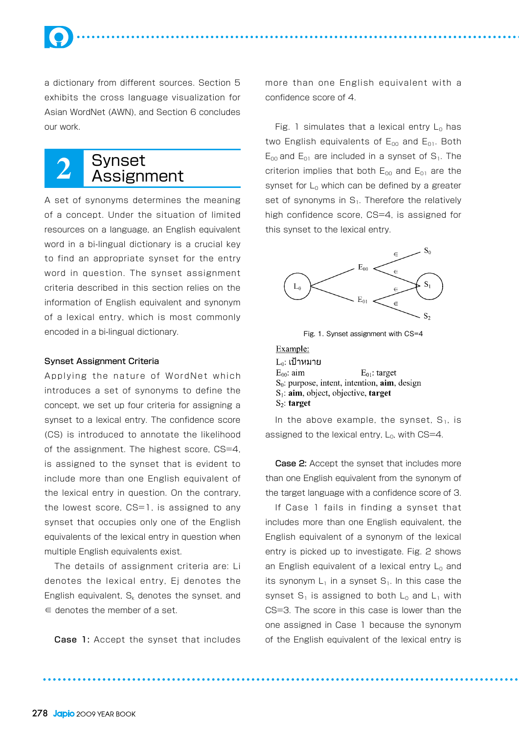a dictionary from different sources. Section 5 exhibits the cross language visualization for Asian WordNet (AWN), and Section 6 concludes our work.

## 2 Synset Assignment

A set of synonyms determines the meaning of a concept. Under the situation of limited resources on a language, an English equivalent word in a bi-lingual dictionary is a crucial key to find an appropriate synset for the entry word in question. The synset assignment criteria described in this section relies on the information of English equivalent and synonym of a lexical entry, which is most commonly encoded in a bi-lingual dictionary.

### Synset Assignment Criteria

Applying the nature of WordNet which introduces a set of synonyms to define the concept, we set up four criteria for assigning a synset to a lexical entry. The confidence score (CS) is introduced to annotate the likelihood of the assignment. The highest score, CS=4, is assigned to the synset that is evident to include more than one English equivalent of the lexical entry in question. On the contrary, the lowest score, CS=1, is assigned to any synset that occupies only one of the English equivalents of the lexical entry in question when multiple English equivalents exist.

The details of assignment criteria are: Li denotes the lexical entry, Ej denotes the English equivalent, $S_k$ denotes the synset, and $\in$ denotes the member of a set.

**Case 1:** Accept the synset that includes more than one English equivalent with a confidence score of 4.

Fig. 1 simulates that a lexical entry $L_0$ has two English equivalents of $E_{00}$ and $E_{01}$. Both $E_{00}$ and $E_{01}$ are included in a synset of $S_1$. The criterion implies that both $E_{00}$ and $E_{01}$ are the synset for $L_0$ which can be defined by a greater set of synonyms in $S_1$. Therefore the relatively high confidence score, CS=4, is assigned for this synset to the lexical entry.

Fig. 1. Synset assignment with CS=4

Example:
$L_0$: เป้าหมาย
$E_{00}$: aim $E_{01}$: target
$S_0$: purpose, intent, intention, **aim**, design
$S_1$: **aim**, object, objective, **target**
$S_2$: **target**

In the above example, the synset, $S_1$, is assigned to the lexical entry, $L_0$, with CS=4.

**Case 2:** Accept the synset that includes more than one English equivalent from the synonym of the target language with a confidence score of 3.

If Case 1 fails in finding a synset that includes more than one English equivalent, the English equivalent of a synonym of the lexical entry is picked up to investigate. Fig. 2 shows an English equivalent of a lexical entry $L_0$ and its synonym $L_1$ in a synset $S_1$. In this case the synset $S_1$ is assigned to both $L_0$ and $L_1$ with CS=3. The score in this case is lower than the one assigned in Case 1 because the synonym of the English equivalent of the lexical entry is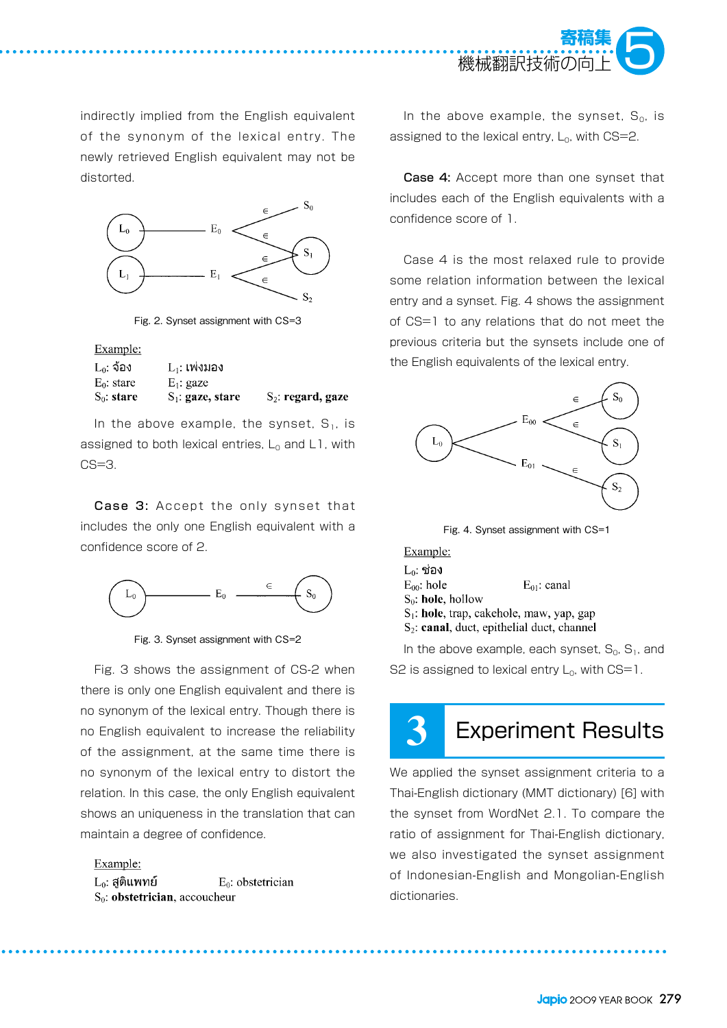indirectly implied from the English equivalent of the synonym of the lexical entry. The newly retrieved English equivalent may not be distorted.

Fig. 2. Synset assignment with CS=3

Example:

$L_0$: จ้อง　　$L_1$: เพ่งมอง
$E_0$: stare　　$E_1$: gaze
$S_0$: **stare**　　$S_1$: **gaze, stare**　　$S_2$: **regard, gaze**

In the above example, the synset, $S_1$, is assigned to both lexical entries, $L_0$ and L1, with CS=3.

**Case 3:** Accept the only synset that includes the only one English equivalent with a confidence score of 2.

Fig. 3. Synset assignment with CS=2

Fig. 3 shows the assignment of CS-2 when there is only one English equivalent and there is no synonym of the lexical entry. Though there is no English equivalent to increase the reliability of the assignment, at the same time there is no synonym of the lexical entry to distort the relation. In this case, the only English equivalent shows an uniqueness in the translation that can maintain a degree of confidence.

Example:

$L_0$: สูติแพทย์　　$E_0$: obstetrician
$S_0$: **obstetrician**, accoucheur

In the above example, the synset, $S_0$, is assigned to the lexical entry, $L_0$, with CS=2.

**Case 4:** Accept more than one synset that includes each of the English equivalents with a confidence score of 1.

Case 4 is the most relaxed rule to provide some relation information between the lexical entry and a synset. Fig. 4 shows the assignment of CS=1 to any relations that do not meet the previous criteria but the synsets include one of the English equivalents of the lexical entry.

Fig. 4. Synset assignment with CS=1

Example:

$L_0$: ช่อง
$E_{00}$: hole　　$E_{01}$: canal
$S_0$: **hole**, hollow
$S_1$: **hole**, trap, cakehole, maw, yap, gap
$S_2$: **canal**, duct, epithelial duct, channel

In the above example, each synset, $S_0$, $S_1$, and S2 is assigned to lexical entry $L_0$, with CS=1.

# 3 Experiment Results

We applied the synset assignment criteria to a Thai-English dictionary (MMT dictionary) [6] with the synset from WordNet 2.1. To compare the ratio of assignment for Thai-English dictionary, we also investigated the synset assignment of Indonesian-English and Mongolian-English dictionaries.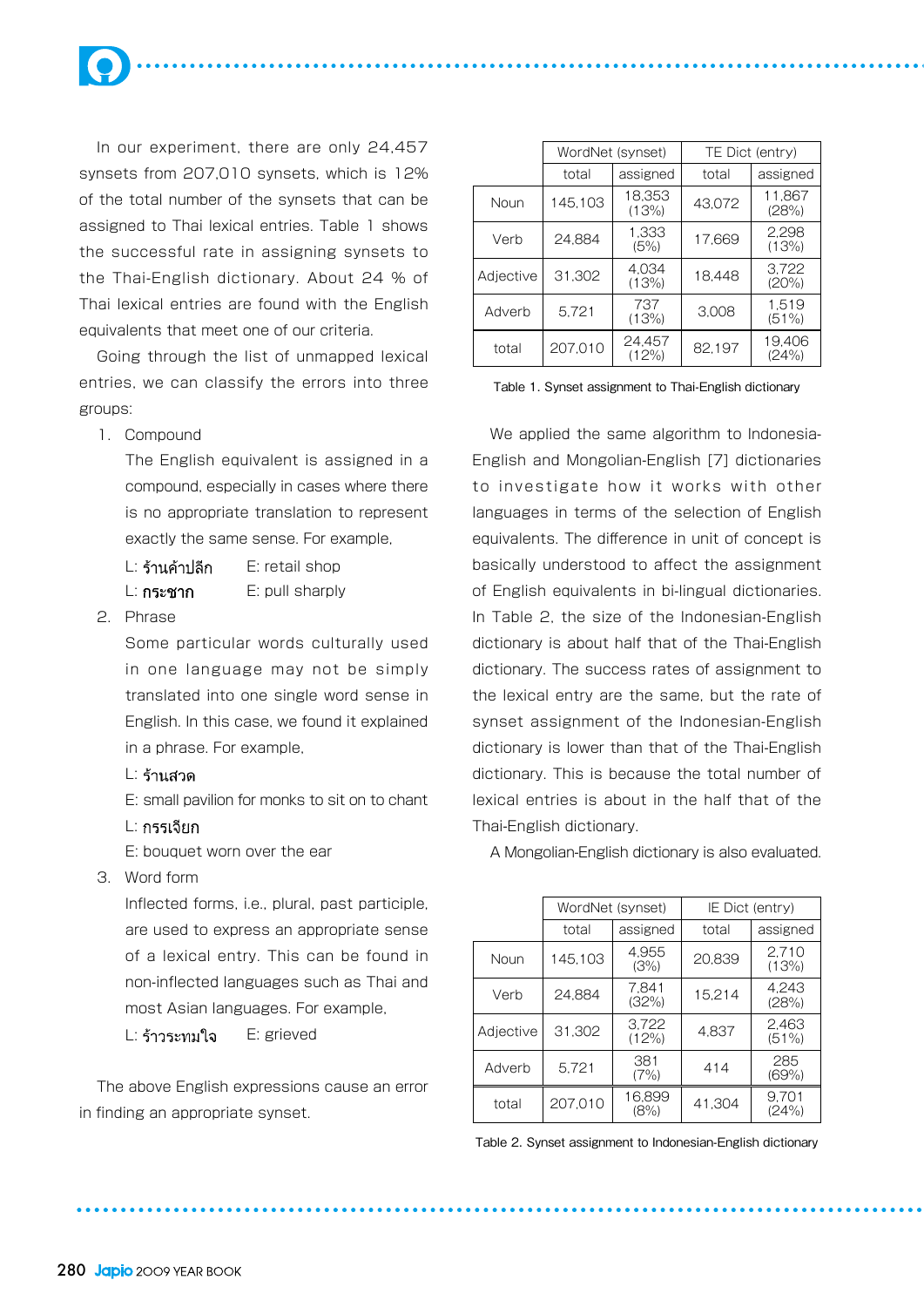In our experiment, there are only 24,457 synsets from 207,010 synsets, which is 12% of the total number of the synsets that can be assigned to Thai lexical entries. Table 1 shows the successful rate in assigning synsets to the Thai-English dictionary. About 24 % of Thai lexical entries are found with the English equivalents that meet one of our criteria.

Going through the list of unmapped lexical entries, we can classify the errors into three groups:

1. Compound

   The English equivalent is assigned in a compound, especially in cases where there is no appropriate translation to represent exactly the same sense. For example,

   L: ร้านค้าปลีก　　E: retail shop

   L: กระชาก　　E: pull sharply

2. Phrase

   Some particular words culturally used in one language may not be simply translated into one single word sense in English. In this case, we found it explained in a phrase. For example,

   L: ร้านสวด

   E: small pavilion for monks to sit on to chant

   L: กรรเจียก

   E: bouquet worn over the ear

3. Word form

   Inflected forms, i.e., plural, past participle, are used to express an appropriate sense of a lexical entry. This can be found in non-inflected languages such as Thai and most Asian languages. For example,

   L: ร้าวระทมใจ　　E: grieved

The above English expressions cause an error in finding an appropriate synset.

| | WordNet (synset) | | TE Dict (entry) | |
|---|---|---|---|---|
| | total | assigned | total | assigned |
| Noun | 145,103 | 18,353 (13%) | 43,072 | 11,867 (28%) |
| Verb | 24,884 | 1,333 (5%) | 17,669 | 2,298 (13%) |
| Adjective | 31,302 | 4,034 (13%) | 18,448 | 3,722 (20%) |
| Adverb | 5,721 | 737 (13%) | 3,008 | 1,519 (51%) |
| total | 207,010 | 24,457 (12%) | 82,197 | 19,406 (24%) |

Table 1. Synset assignment to Thai-English dictionary

We applied the same algorithm to Indonesia-English and Mongolian-English [7] dictionaries to investigate how it works with other languages in terms of the selection of English equivalents. The difference in unit of concept is basically understood to affect the assignment of English equivalents in bi-lingual dictionaries. In Table 2, the size of the Indonesian-English dictionary is about half that of the Thai-English dictionary. The success rates of assignment to the lexical entry are the same, but the rate of synset assignment of the Indonesian-English dictionary is lower than that of the Thai-English dictionary. This is because the total number of lexical entries is about in the half that of the Thai-English dictionary.

A Mongolian-English dictionary is also evaluated.

| | WordNet (synset) | | IE Dict (entry) | |
|---|---|---|---|---|
| | total | assigned | total | assigned |
| Noun | 145,103 | 4,955 (3%) | 20,839 | 2,710 (13%) |
| Verb | 24,884 | 7,841 (32%) | 15,214 | 4,243 (28%) |
| Adjective | 31,302 | 3,722 (12%) | 4,837 | 2,463 (51%) |
| Adverb | 5,721 | 381 (7%) | 414 | 285 (69%) |
| total | 207,010 | 16,899 (8%) | 41,304 | 9,701 (24%) |

Table 2. Synset assignment to Indonesian-English dictionary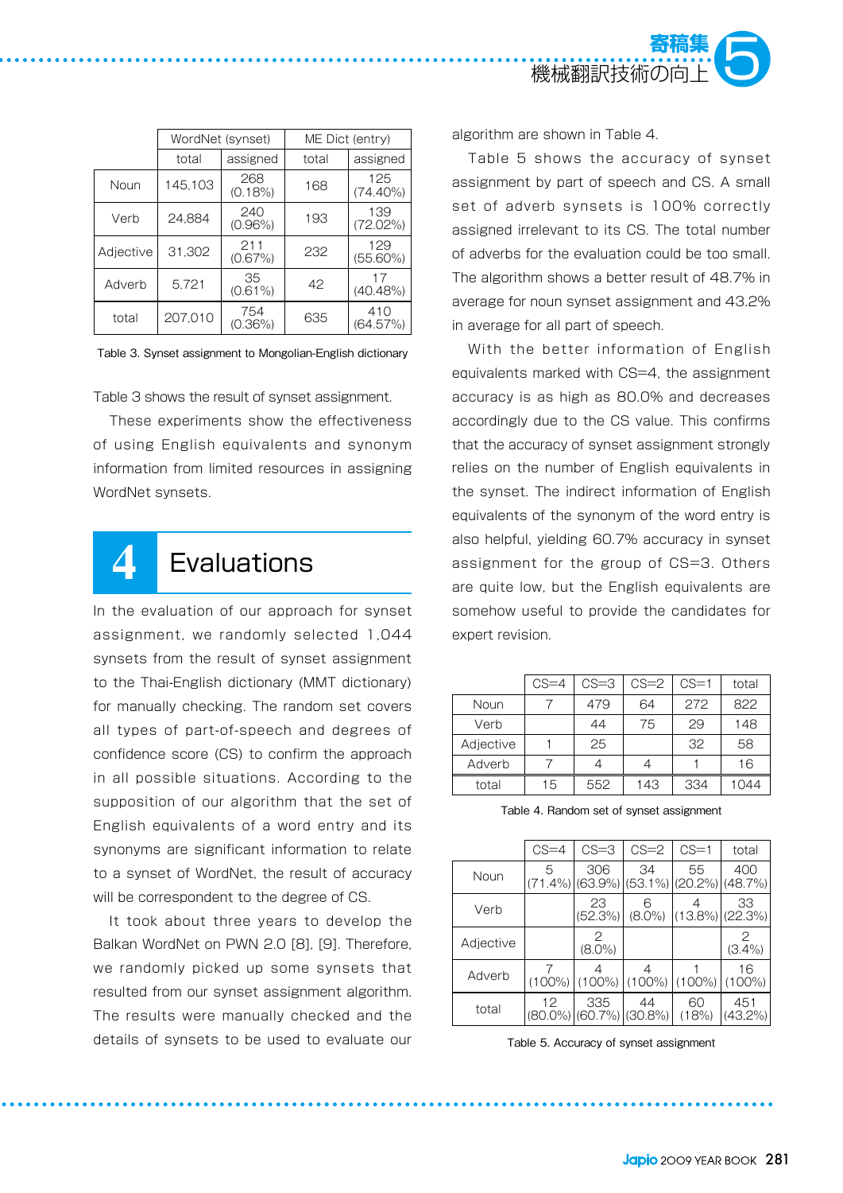| | WordNet (synset) | | ME Dict (entry) | |
|---|---|---|---|---|
| | total | assigned | total | assigned |
| Noun | 145,103 | 268 (0.18%) | 168 | 125 (74.40%) |
| Verb | 24,884 | 240 (0.96%) | 193 | 139 (72.02%) |
| Adjective | 31,302 | 211 (0.67%) | 232 | 129 (55.60%) |
| Adverb | 5,721 | 35 (0.61%) | 42 | 17 (40.48%) |
| total | 207,010 | 754 (0.36%) | 635 | 410 (64.57%) |

Table 3. Synset assignment to Mongolian-English dictionary

Table 3 shows the result of synset assignment.

These experiments show the effectiveness of using English equivalents and synonym information from limited resources in assigning WordNet synsets.

## 4 Evaluations

In the evaluation of our approach for synset assignment, we randomly selected 1,044 synsets from the result of synset assignment to the Thai-English dictionary (MMT dictionary) for manually checking. The random set covers all types of part-of-speech and degrees of confidence score (CS) to confirm the approach in all possible situations. According to the supposition of our algorithm that the set of English equivalents of a word entry and its synonyms are significant information to relate to a synset of WordNet, the result of accuracy will be correspondent to the degree of CS.

It took about three years to develop the Balkan WordNet on PWN 2.0 [8], [9]. Therefore, we randomly picked up some synsets that resulted from our synset assignment algorithm. The results were manually checked and the details of synsets to be used to evaluate our algorithm are shown in Table 4.

Table 5 shows the accuracy of synset assignment by part of speech and CS. A small set of adverb synsets is 100% correctly assigned irrelevant to its CS. The total number of adverbs for the evaluation could be too small. The algorithm shows a better result of 48.7% in average for noun synset assignment and 43.2% in average for all part of speech.

With the better information of English equivalents marked with CS=4, the assignment accuracy is as high as 80.0% and decreases accordingly due to the CS value. This confirms that the accuracy of synset assignment strongly relies on the number of English equivalents in the synset. The indirect information of English equivalents of the synonym of the word entry is also helpful, yielding 60.7% accuracy in synset assignment for the group of CS=3. Others are quite low, but the English equivalents are somehow useful to provide the candidates for expert revision.

| | CS=4 | CS=3 | CS=2 | CS=1 | total |
|---|---|---|---|---|---|
| Noun | 7 | 479 | 64 | 272 | 822 |
| Verb | | 44 | 75 | 29 | 148 |
| Adjective | 1 | 25 | | 32 | 58 |
| Adverb | 7 | 4 | 4 | 1 | 16 |
| total | 15 | 552 | 143 | 334 | 1044 |

Table 4. Random set of synset assignment

| | CS=4 | CS=3 | CS=2 | CS=1 | total |
|---|---|---|---|---|---|
| Noun | 5 (71.4%) | 306 (63.9%) | 34 (53.1%) | 55 (20.2%) | 400 (48.7%) |
| Verb | | 23 (52.3%) | 6 (8.0%) | 4 (13.8%) | 33 (22.3%) |
| Adjective | | 2 (8.0%) | | | 2 (3.4%) |
| Adverb | 7 (100%) | 4 (100%) | 4 (100%) | 1 (100%) | 16 (100%) |
| total | 12 (80.0%) | 335 (60.7%) | 44 (30.8%) | 60 (18%) | 451 (43.2%) |

Table 5. Accuracy of synset assignment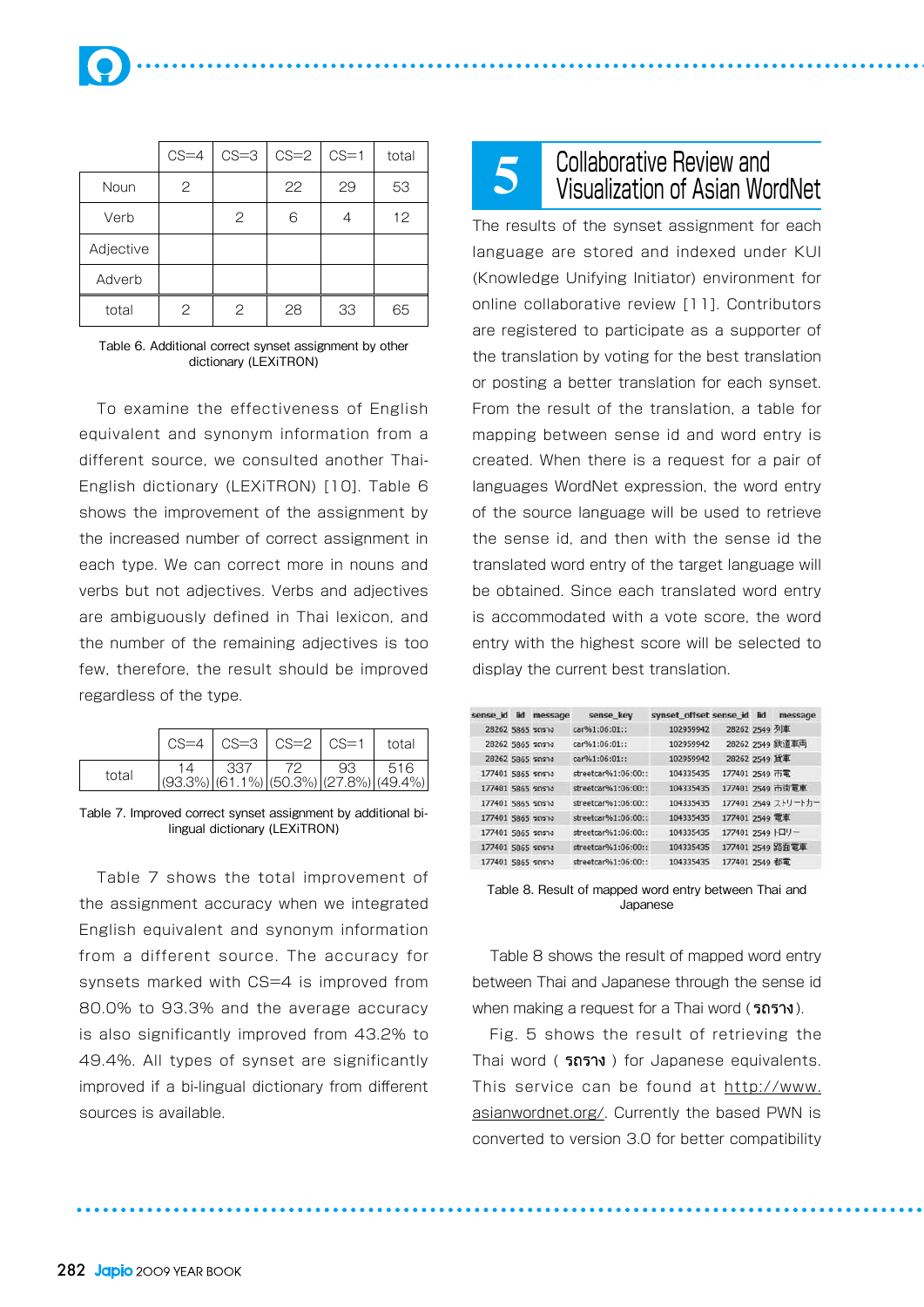|  | CS=4 | CS=3 | CS=2 | CS=1 | total |
|---|---|---|---|---|---|
| Noun | 2 |  | 22 | 29 | 53 |
| Verb |  | 2 | 6 | 4 | 12 |
| Adjective |  |  |  |  |  |
| Adverb |  |  |  |  |  |
| total | 2 | 2 | 28 | 33 | 65 |

Table 6. Additional correct synset assignment by other dictionary (LEXiTRON)

To examine the effectiveness of English equivalent and synonym information from a different source, we consulted another Thai-English dictionary (LEXiTRON) [10]. Table 6 shows the improvement of the assignment by the increased number of correct assignment in each type. We can correct more in nouns and verbs but not adjectives. Verbs and adjectives are ambiguously defined in Thai lexicon, and the number of the remaining adjectives is too few, therefore, the result should be improved regardless of the type.

|  | CS=4 | CS=3 | CS=2 | CS=1 | total |
|---|---|---|---|---|---|
| total | 14 (93.3%) | 337 (61.1%) | 72 (50.3%) | 93 (27.8%) | 516 (49.4%) |

Table 7. Improved correct synset assignment by additional bi-lingual dictionary (LEXiTRON)

Table 7 shows the total improvement of the assignment accuracy when we integrated English equivalent and synonym information from a different source. The accuracy for synsets marked with CS=4 is improved from 80.0% to 93.3% and the average accuracy is also significantly improved from 43.2% to 49.4%. All types of synset are significantly improved if a bi-lingual dictionary from different sources is available.

## 5 Collaborative Review and Visualization of Asian WordNet

The results of the synset assignment for each language are stored and indexed under KUI (Knowledge Unifying Initiator) environment for online collaborative review [11]. Contributors are registered to participate as a supporter of the translation by voting for the best translation or posting a better translation for each synset. From the result of the translation, a table for mapping between sense id and word entry is created. When there is a request for a pair of languages WordNet expression, the word entry of the source language will be used to retrieve the sense id, and then with the sense id the translated word entry of the target language will be obtained. Since each translated word entry is accommodated with a vote score, the word entry with the highest score will be selected to display the current best translation.

| sense_id | lid | message | sense_key | synset_offset | sense_id | lid | message |
|---|---|---|---|---|---|---|---|
| 28262 | 5865 | รถราง | car%1:06:01:: | 102959942 | 28262 | 2549 | 列車 |
| 28262 | 5865 | รถราง | car%1:06:01:: | 102959942 | 28262 | 2549 | 鉄道車両 |
| 28262 | 5865 | รถราง | car%1:06:01:: | 102959942 | 28262 | 2549 | 貨車 |
| 177401 | 5865 | รถราง | streetcar%1:06:00:: | 104335435 | 177401 | 2549 | 市電 |
| 177401 | 5865 | รถราง | streetcar%1:06:00:: | 104335435 | 177401 | 2549 | 市街電車 |
| 177401 | 5865 | รถราง | streetcar%1:06:00:: | 104335435 | 177401 | 2549 | ストリートカー |
| 177401 | 5865 | รถราง | streetcar%1:06:00:: | 104335435 | 177401 | 2549 | 電車 |
| 177401 | 5865 | รถราง | streetcar%1:06:00:: | 104335435 | 177401 | 2549 | トロリー |
| 177401 | 5865 | รถราง | streetcar%1:06:00:: | 104335435 | 177401 | 2549 | 路面電車 |
| 177401 | 5865 | รถราง | streetcar%1:06:00:: | 104335435 | 177401 | 2549 | 都電 |

Table 8. Result of mapped word entry between Thai and Japanese

Table 8 shows the result of mapped word entry between Thai and Japanese through the sense id when making a request for a Thai word (**รถราง**).

Fig. 5 shows the result of retrieving the Thai word ( **รถราง** ) for Japanese equivalents. This service can be found at http://www.asianwordnet.org/. Currently the based PWN is converted to version 3.0 for better compatibility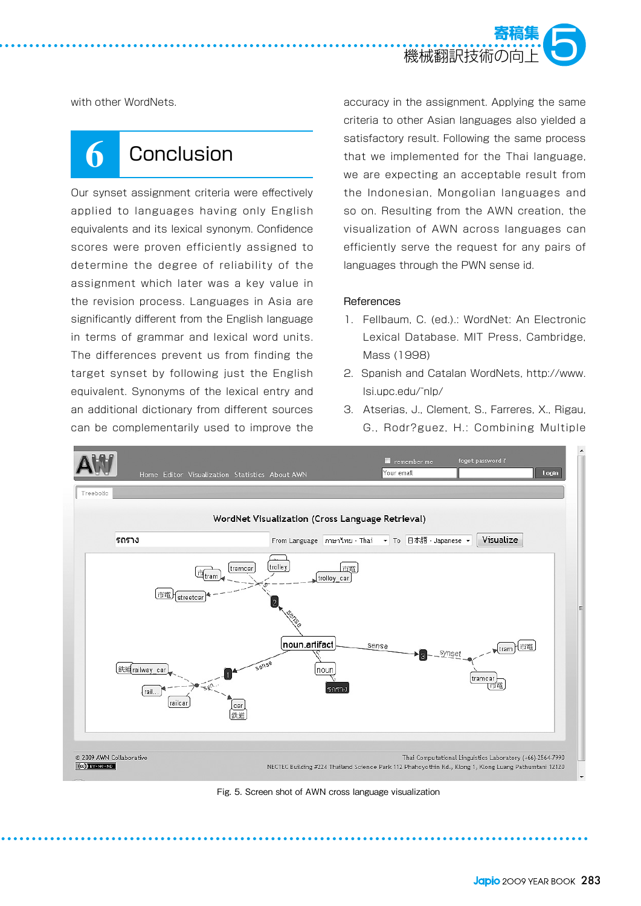with other WordNets.

## 6 Conclusion

Our synset assignment criteria were effectively applied to languages having only English equivalents and its lexical synonym. Confidence scores were proven efficiently assigned to determine the degree of reliability of the assignment which later was a key value in the revision process. Languages in Asia are significantly different from the English language in terms of grammar and lexical word units. The differences prevent us from finding the target synset by following just the English equivalent. Synonyms of the lexical entry and an additional dictionary from different sources can be complementarily used to improve the accuracy in the assignment. Applying the same criteria to other Asian languages also yielded a satisfactory result. Following the same process that we implemented for the Thai language, we are expecting an acceptable result from the Indonesian, Mongolian languages and so on. Resulting from the AWN creation, the visualization of AWN across languages can efficiently serve the request for any pairs of languages through the PWN sense id.

References

1. Fellbaum, C. (ed.).: WordNet: An Electronic Lexical Database. MIT Press, Cambridge, Mass (1998)
2. Spanish and Catalan WordNets, http://www.lsi.upc.edu/~nlp/
3. Atserias, J., Clement, S., Farreres, X., Rigau, G., Rodr?guez, H.: Combining Multiple

Fig. 5. Screen shot of AWN cross language visualization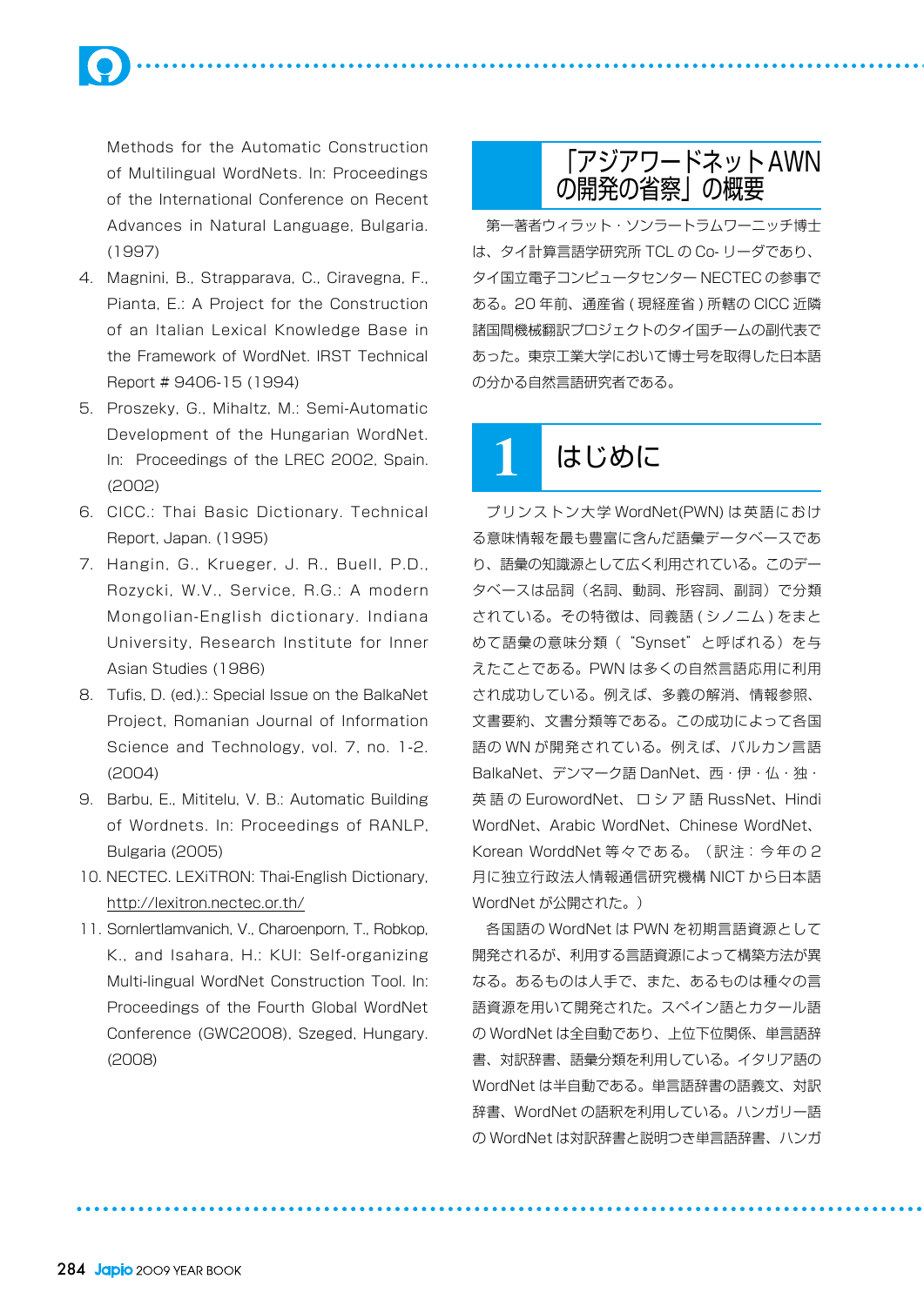Methods for the Automatic Construction of Multilingual WordNets. In: Proceedings of the International Conference on Recent Advances in Natural Language, Bulgaria. (1997)

4. Magnini, B., Strapparava, C., Ciravegna, F., Pianta, E.: A Project for the Construction of an Italian Lexical Knowledge Base in the Framework of WordNet. IRST Technical Report # 9406-15 (1994)
5. Proszeky, G., Mihaltz, M.: Semi-Automatic Development of the Hungarian WordNet. In: Proceedings of the LREC 2002, Spain. (2002)
6. CICC.: Thai Basic Dictionary. Technical Report, Japan. (1995)
7. Hangin, G., Krueger, J. R., Buell, P.D., Rozycki, W.V., Service, R.G.: A modern Mongolian-English dictionary. Indiana University, Research Institute for Inner Asian Studies (1986)
8. Tufis, D. (ed.).: Special Issue on the BalkaNet Project, Romanian Journal of Information Science and Technology, vol. 7, no. 1-2. (2004)
9. Barbu, E., Mititelu, V. B.: Automatic Building of Wordnets. In: Proceedings of RANLP, Bulgaria (2005)
10. NECTEC. LEXiTRON: Thai-English Dictionary, http://lexitron.nectec.or.th/
11. Sornlertlamvanich, V., Charoenporn, T., Robkop, K., and Isahara, H.: KUI: Self-organizing Multi-lingual WordNet Construction Tool. In: Proceedings of the Fourth Global WordNet Conference (GWC2008), Szeged, Hungary. (2008)

## 「アジアワードネットAWNの開発の省察」の概要

第一著者ウィラット・ソンラートラムワーニッチ博士は、タイ計算言語学研究所 TCL の Co- リーダであり、タイ国立電子コンピュータセンター NECTEC の参事である。20 年前、通産省 ( 現経産省 ) 所轄の CICC 近隣諸国間機械翻訳プロジェクトのタイ国チームの副代表であった。東京工業大学において博士号を取得した日本語の分かる自然言語研究者である。

## 1 はじめに

プリンストン大学 WordNet(PWN) は英語における意味情報を最も豊富に含んだ語彙データベースであり、語彙の知識源として広く利用されている。このデータベースは品詞（名詞、動詞、形容詞、副詞）で分類されている。その特徴は、同義語 ( シノニム ) をまとめて語彙の意味分類（ “Synset” と呼ばれる）を与えたことである。PWN は多くの自然言語応用に利用され成功している。例えば、多義の解消、情報参照、文書要約、文書分類等である。この成功によって各国語の WN が開発されている。例えば、バルカン言語 BalkaNet、デンマーク語 DanNet、西・伊・仏・独・英語の EurowordNet、ロシア語 RussNet、Hindi WordNet、Arabic WordNet、Chinese WordNet、Korean WorddNet 等々である。（訳注：今年の 2 月に独立行政法人情報通信研究機構 NICT から日本語 WordNet が公開された。）

各国語の WordNet は PWN を初期言語資源として開発されるが、利用する言語資源によって構築方法が異なる。あるものは人手で、また、あるものは種々の言語資源を用いて開発された。スペイン語とカタール語の WordNet は全自動であり、上位下位関係、単言語辞書、対訳辞書、語彙分類を利用している。イタリア語の WordNet は半自動である。単言語辞書の語義文、対訳辞書、WordNet の語釈を利用している。ハンガリー語の WordNet は対訳辞書と説明つき単言語辞書、ハンガ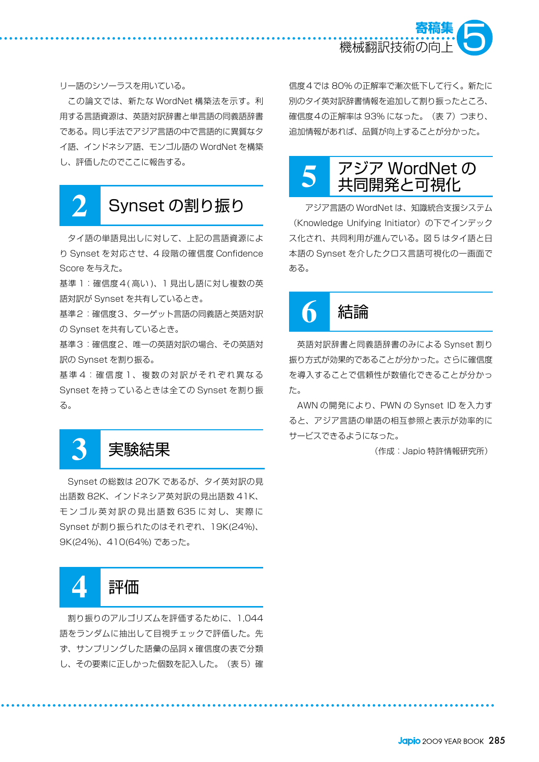リー語のシソーラスを用いている。

この論文では、新たな WordNet 構築法を示す。利用する言語資源は、英語対訳辞書と単言語の同義語辞書である。同じ手法でアジア言語の中で言語的に異質なタイ語、インドネシア語、モンゴル語の WordNet を構築し、評価したのでここに報告する。

## 2 Synset の割り振り

タイ語の単語見出しに対して、上記の言語資源により Synset を対応させ、４段階の確信度 Confidence Score を与えた。

基準１：確信度４(高い)、１見出し語に対し複数の英語対訳が Synset を共有しているとき。

基準２：確信度３、ターゲット言語の同義語と英語対訳の Synset を共有しているとき。

基準３：確信度２、唯一の英語対訳の場合、その英語対訳の Synset を割り振る。

基準４：確信度１、複数の対訳がそれぞれ異なる Synset を持っているときは全ての Synset を割り振る。

## 3 実験結果

Synset の総数は 207K であるが、タイ英対訳の見出語数 82K、インドネシア英対訳の見出語数 41K、モンゴル英対訳の見出語数 635 に対し、実際に Synset が割り振られたのはそれぞれ、19K(24%)、9K(24%)、410(64%) であった。

## 4 評価

割り振りのアルゴリズムを評価するために、1,044 語をランダムに抽出して目視チェックで評価した。先ず、サンプリングした語彙の品詞 x 確信度の表で分類し、その要素に正しかった個数を記入した。（表５）確信度４では 80% の正解率で漸次低下して行く。新たに別のタイ英対訳辞書情報を追加して割り振ったところ、確信度４の正解率は 93% になった。（表７）つまり、追加情報があれば、品質が向上することが分かった。

## 5 アジア WordNet の共同開発と可視化

アジア言語の WordNet は、知識統合支援システム（Knowledge Unifying Initiator）の下でインデックス化され、共同利用が進んでいる。図５はタイ語と日本語の Synset を介したクロス言語可視化の一画面である。

## 6 結論

英語対訳辞書と同義語辞書のみによる Synset 割り振り方式が効果的であることが分かった。さらに確信度を導入することで信頼性が数値化できることが分かった。

AWN の開発により、PWN の Synset ID を入力すると、アジア言語の単語の相互参照と表示が効率的にサービスできるようになった。

（作成：Japio 特許情報研究所）